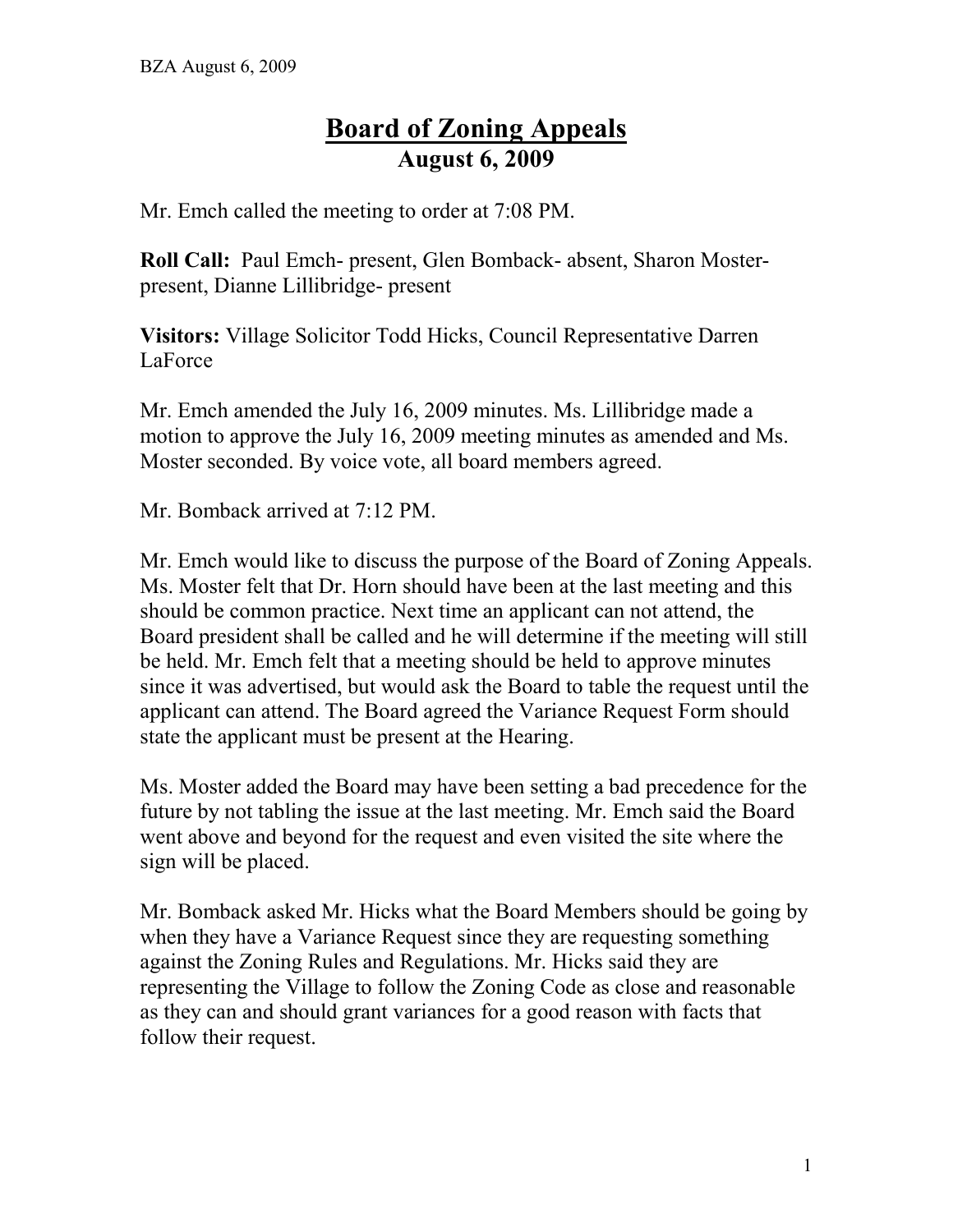# Board of Zoning Appeals
## August 6, 2009

Mr. Emch called the meeting to order at 7:08 PM.

**Roll Call:** Paul Emch- present, Glen Bomback- absent, Sharon Moster- present, Dianne Lillibridge- present

**Visitors:** Village Solicitor Todd Hicks, Council Representative Darren LaForce

Mr. Emch amended the July 16, 2009 minutes. Ms. Lillibridge made a motion to approve the July 16, 2009 meeting minutes as amended and Ms. Moster seconded. By voice vote, all board members agreed.

Mr. Bomback arrived at 7:12 PM.

Mr. Emch would like to discuss the purpose of the Board of Zoning Appeals. Ms. Moster felt that Dr. Horn should have been at the last meeting and this should be common practice. Next time an applicant can not attend, the Board president shall be called and he will determine if the meeting will still be held. Mr. Emch felt that a meeting should be held to approve minutes since it was advertised, but would ask the Board to table the request until the applicant can attend. The Board agreed the Variance Request Form should state the applicant must be present at the Hearing.

Ms. Moster added the Board may have been setting a bad precedence for the future by not tabling the issue at the last meeting. Mr. Emch said the Board went above and beyond for the request and even visited the site where the sign will be placed.

Mr. Bomback asked Mr. Hicks what the Board Members should be going by when they have a Variance Request since they are requesting something against the Zoning Rules and Regulations. Mr. Hicks said they are representing the Village to follow the Zoning Code as close and reasonable as they can and should grant variances for a good reason with facts that follow their request.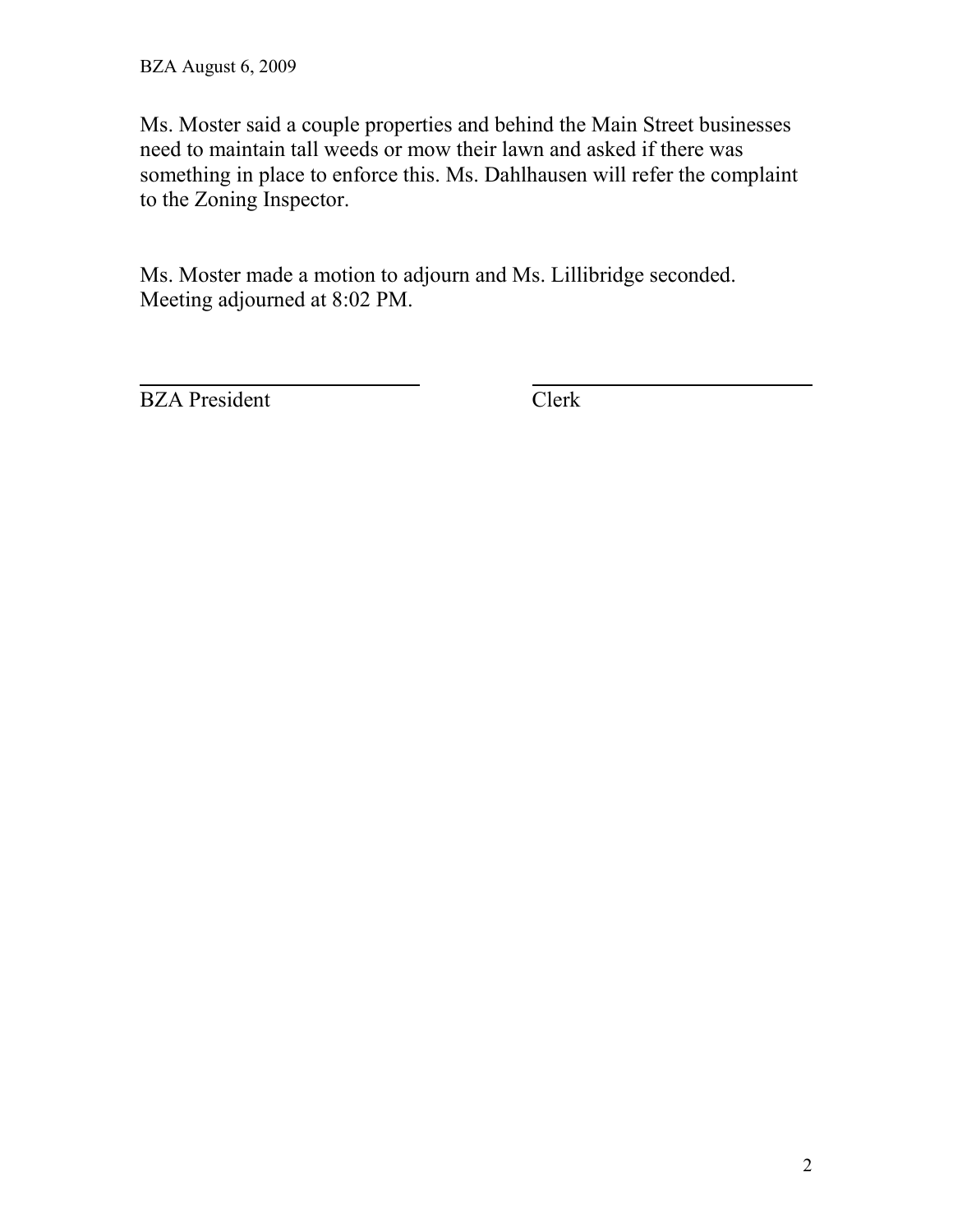Ms. Moster said a couple properties and behind the Main Street businesses need to maintain tall weeds or mow their lawn and asked if there was something in place to enforce this. Ms. Dahlhausen will refer the complaint to the Zoning Inspector.

Ms. Moster made a motion to adjourn and Ms. Lillibridge seconded. Meeting adjourned at 8:02 PM.

______________________________ ______________________________

BZA President Clerk